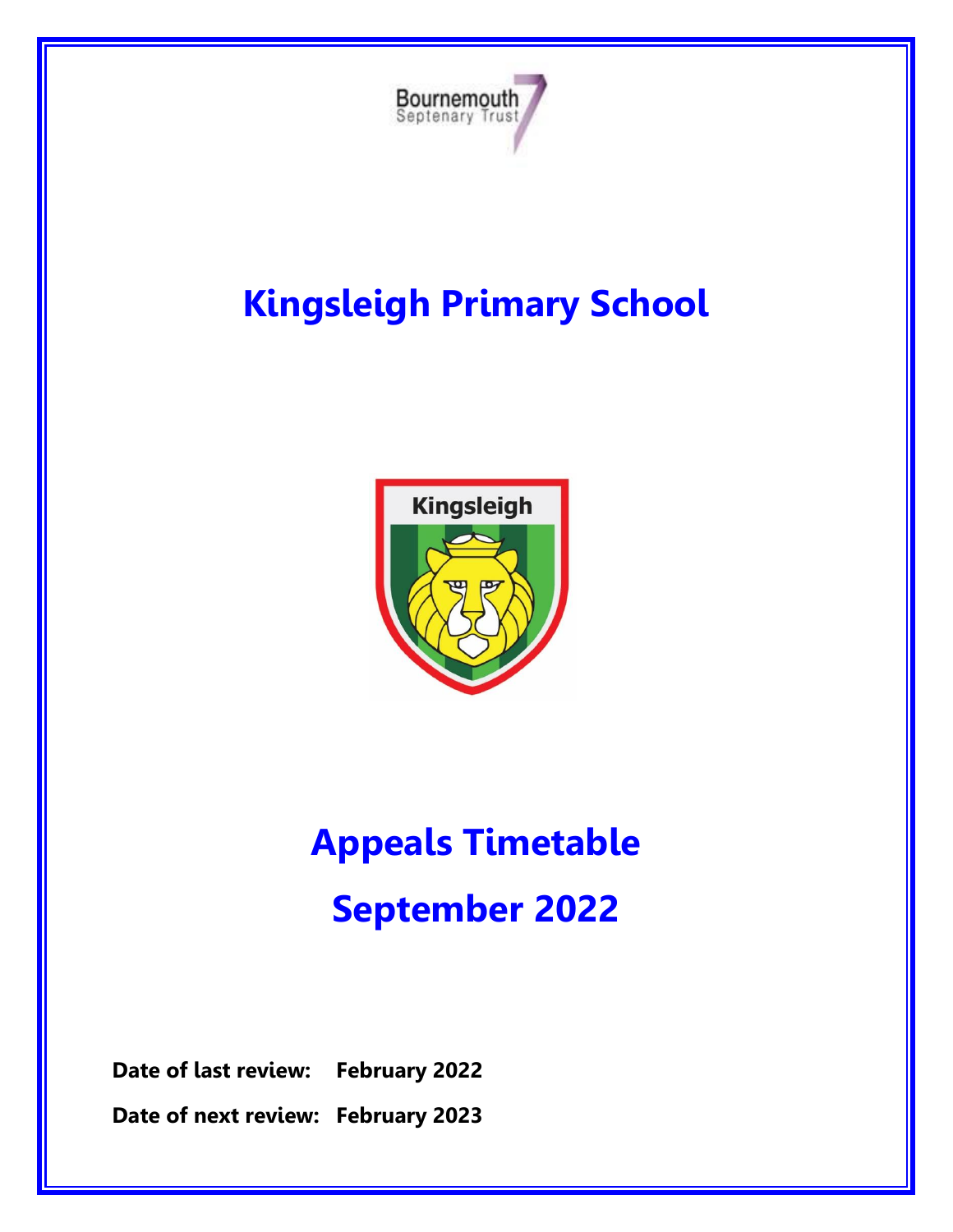Bournemouth Septenary Trust

# Kingsleigh Primary School

# Appeals Timetable

# September 2022

**Date of last review:** **February 2022**

**Date of next review:** **February 2023**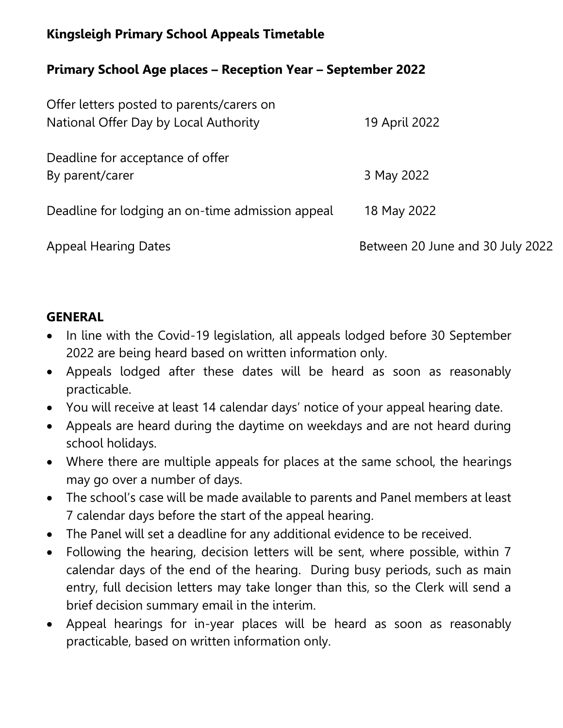**Kingsleigh Primary School Appeals Timetable**

**Primary School Age places – Reception Year – September 2022**

| | |
|---|---|
| Offer letters posted to parents/carers on National Offer Day by Local Authority | 19 April 2022 |
| Deadline for acceptance of offer By parent/carer | 3 May 2022 |
| Deadline for lodging an on-time admission appeal | 18 May 2022 |
| Appeal Hearing Dates | Between 20 June and 30 July 2022 |

**GENERAL**

- In line with the Covid-19 legislation, all appeals lodged before 30 September 2022 are being heard based on written information only.
- Appeals lodged after these dates will be heard as soon as reasonably practicable.
- You will receive at least 14 calendar days' notice of your appeal hearing date.
- Appeals are heard during the daytime on weekdays and are not heard during school holidays.
- Where there are multiple appeals for places at the same school, the hearings may go over a number of days.
- The school's case will be made available to parents and Panel members at least 7 calendar days before the start of the appeal hearing.
- The Panel will set a deadline for any additional evidence to be received.
- Following the hearing, decision letters will be sent, where possible, within 7 calendar days of the end of the hearing. During busy periods, such as main entry, full decision letters may take longer than this, so the Clerk will send a brief decision summary email in the interim.
- Appeal hearings for in-year places will be heard as soon as reasonably practicable, based on written information only.